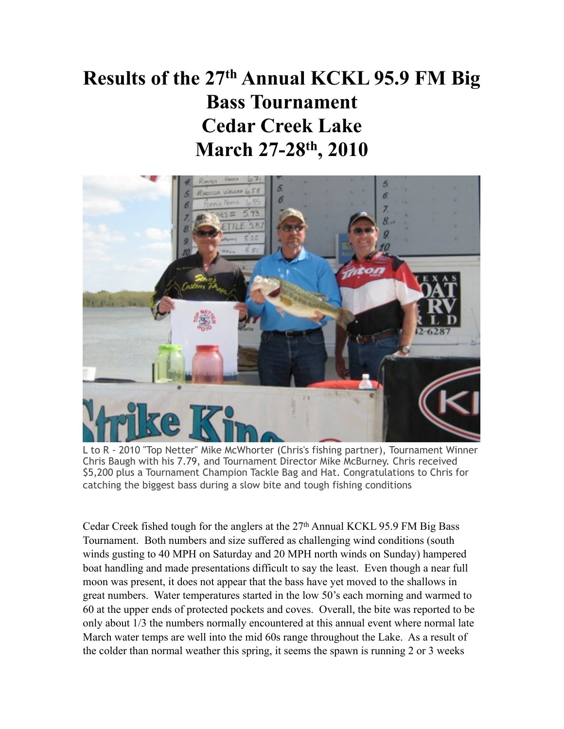# Results of the 27th Annual KCKL 95.9 FM Big Bass Tournament
# Cedar Creek Lake
# March 27-28th, 2010

L to R - 2010 "Top Netter" Mike McWhorter (Chris's fishing partner), Tournament Winner Chris Baugh with his 7.79, and Tournament Director Mike McBurney. Chris received $5,200 plus a Tournament Champion Tackle Bag and Hat. Congratulations to Chris for catching the biggest bass during a slow bite and tough fishing conditions

Cedar Creek fished tough for the anglers at the 27th Annual KCKL 95.9 FM Big Bass Tournament. Both numbers and size suffered as challenging wind conditions (south winds gusting to 40 MPH on Saturday and 20 MPH north winds on Sunday) hampered boat handling and made presentations difficult to say the least. Even though a near full moon was present, it does not appear that the bass have yet moved to the shallows in great numbers. Water temperatures started in the low 50's each morning and warmed to 60 at the upper ends of protected pockets and coves. Overall, the bite was reported to be only about 1/3 the numbers normally encountered at this annual event where normal late March water temps are well into the mid 60s range throughout the Lake. As a result of the colder than normal weather this spring, it seems the spawn is running 2 or 3 weeks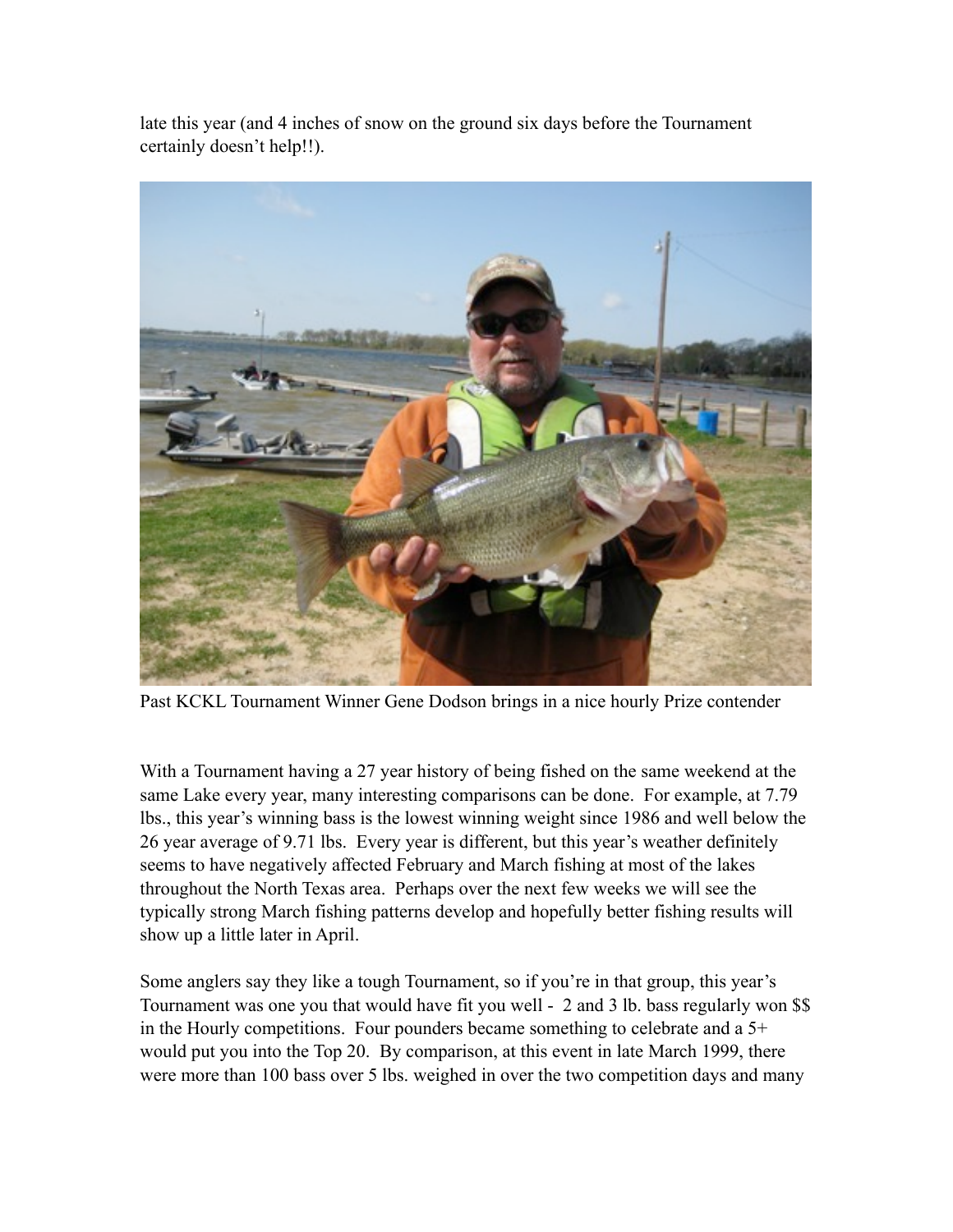late this year (and 4 inches of snow on the ground six days before the Tournament certainly doesn't help!!).

Past KCKL Tournament Winner Gene Dodson brings in a nice hourly Prize contender

With a Tournament having a 27 year history of being fished on the same weekend at the same Lake every year, many interesting comparisons can be done. For example, at 7.79 lbs., this year's winning bass is the lowest winning weight since 1986 and well below the 26 year average of 9.71 lbs. Every year is different, but this year's weather definitely seems to have negatively affected February and March fishing at most of the lakes throughout the North Texas area. Perhaps over the next few weeks we will see the typically strong March fishing patterns develop and hopefully better fishing results will show up a little later in April.

Some anglers say they like a tough Tournament, so if you're in that group, this year's Tournament was one you that would have fit you well - 2 and 3 lb. bass regularly won $$ in the Hourly competitions. Four pounders became something to celebrate and a 5+ would put you into the Top 20. By comparison, at this event in late March 1999, there were more than 100 bass over 5 lbs. weighed in over the two competition days and many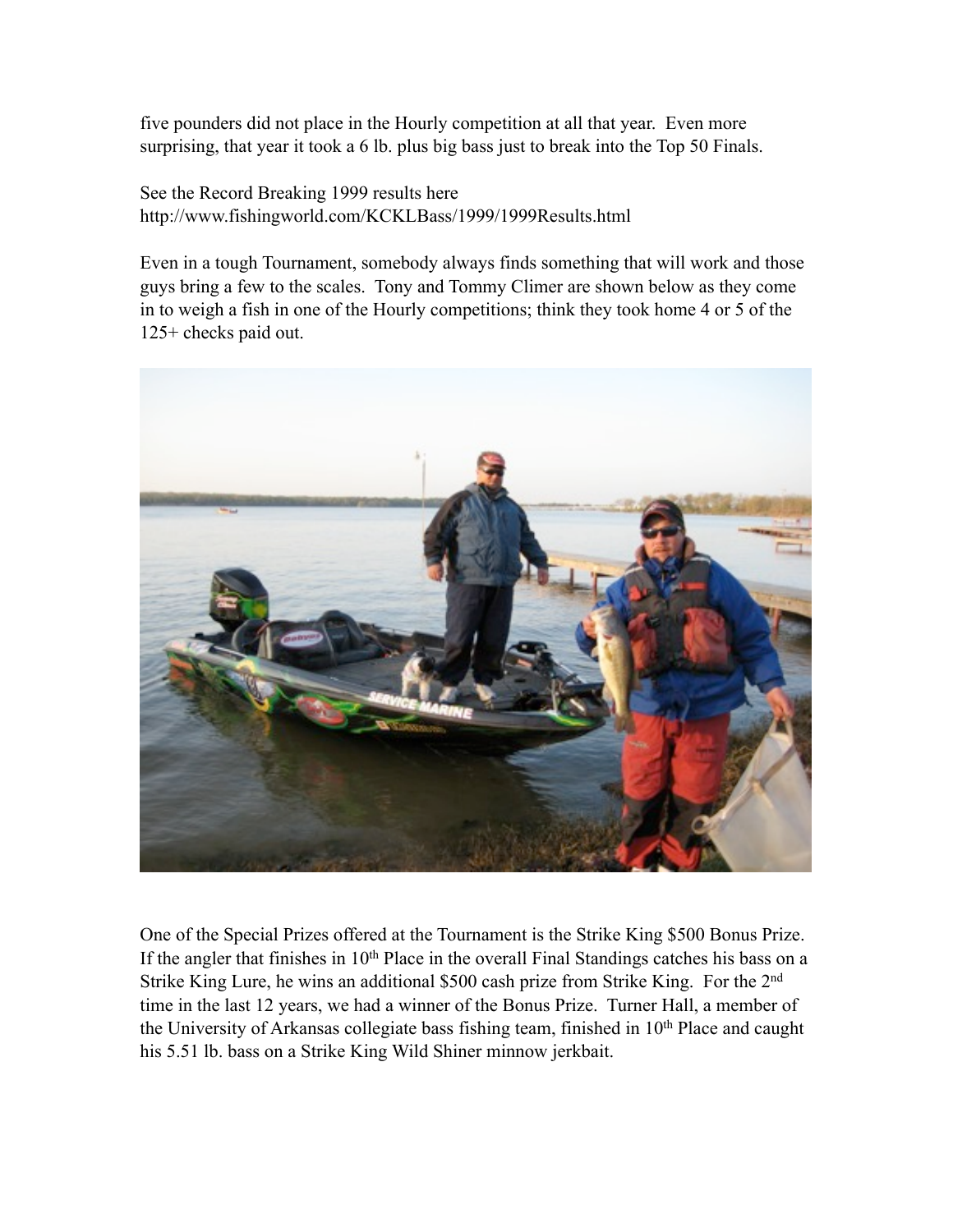five pounders did not place in the Hourly competition at all that year. Even more surprising, that year it took a 6 lb. plus big bass just to break into the Top 50 Finals.

See the Record Breaking 1999 results here
http://www.fishingworld.com/KCKLBass/1999/1999Results.html

Even in a tough Tournament, somebody always finds something that will work and those guys bring a few to the scales. Tony and Tommy Climer are shown below as they come in to weigh a fish in one of the Hourly competitions; think they took home 4 or 5 of the 125+ checks paid out.

One of the Special Prizes offered at the Tournament is the Strike King $500 Bonus Prize. If the angler that finishes in 10th Place in the overall Final Standings catches his bass on a Strike King Lure, he wins an additional $500 cash prize from Strike King. For the 2nd time in the last 12 years, we had a winner of the Bonus Prize. Turner Hall, a member of the University of Arkansas collegiate bass fishing team, finished in 10th Place and caught his 5.51 lb. bass on a Strike King Wild Shiner minnow jerkbait.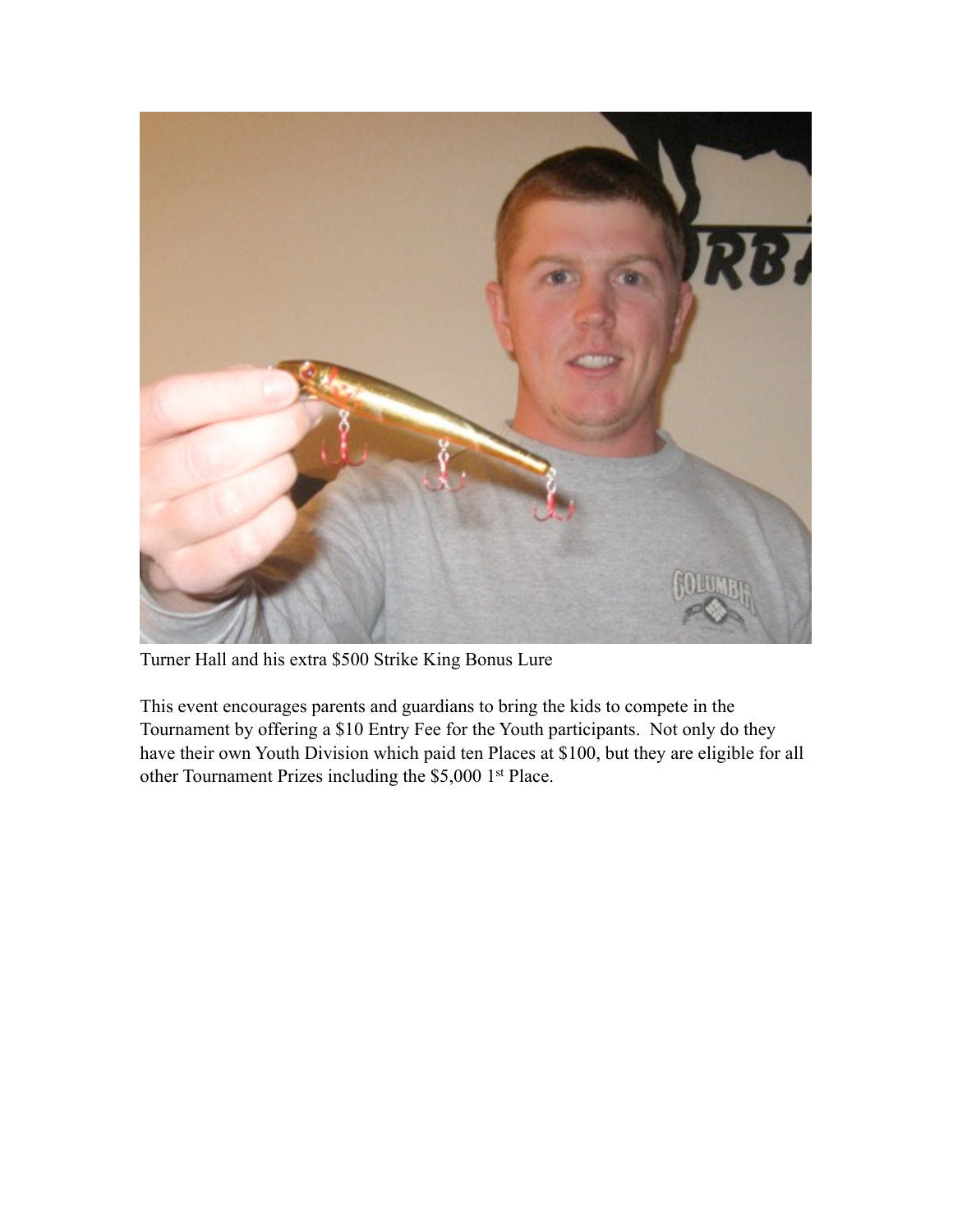Turner Hall and his extra $500 Strike King Bonus Lure

This event encourages parents and guardians to bring the kids to compete in the Tournament by offering a $10 Entry Fee for the Youth participants. Not only do they have their own Youth Division which paid ten Places at $100, but they are eligible for all other Tournament Prizes including the $5,000 1st Place.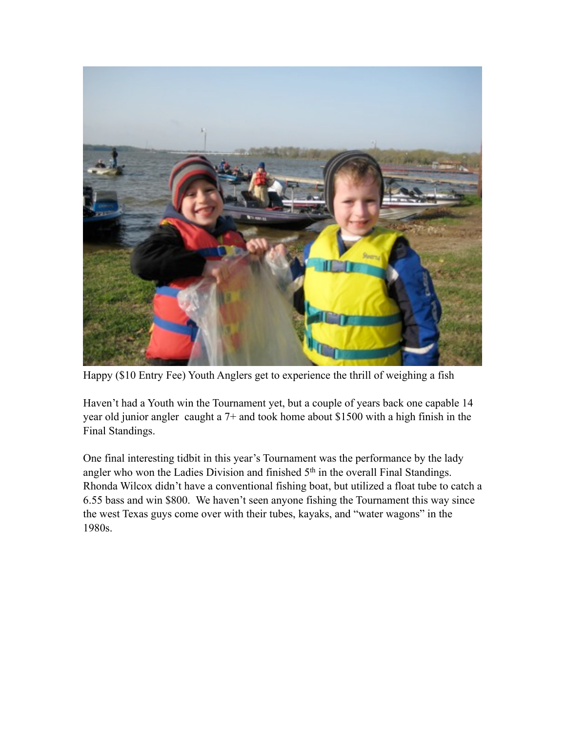Happy ($10 Entry Fee) Youth Anglers get to experience the thrill of weighing a fish

Haven't had a Youth win the Tournament yet, but a couple of years back one capable 14 year old junior angler caught a 7+ and took home about $1500 with a high finish in the Final Standings.

One final interesting tidbit in this year's Tournament was the performance by the lady angler who won the Ladies Division and finished 5th in the overall Final Standings. Rhonda Wilcox didn't have a conventional fishing boat, but utilized a float tube to catch a 6.55 bass and win $800. We haven't seen anyone fishing the Tournament this way since the west Texas guys come over with their tubes, kayaks, and "water wagons" in the 1980s.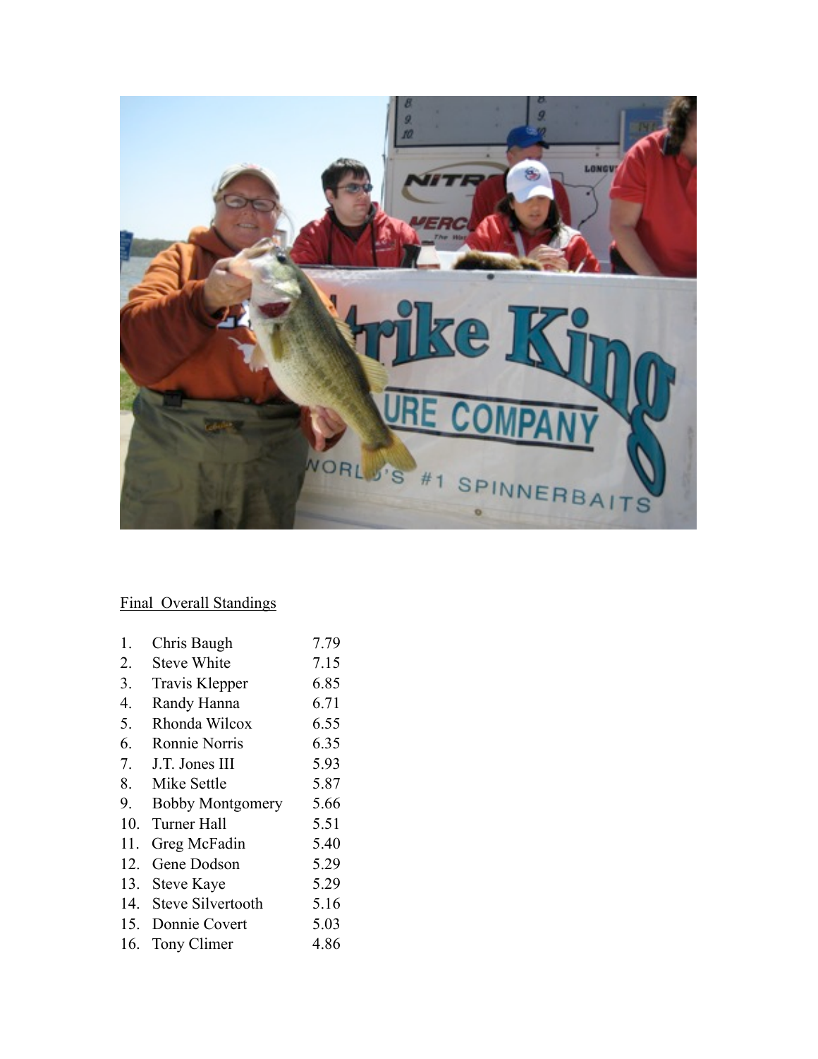Final Overall Standings

| | | |
|---|---|---|
| 1. | Chris Baugh | 7.79 |
| 2. | Steve White | 7.15 |
| 3. | Travis Klepper | 6.85 |
| 4. | Randy Hanna | 6.71 |
| 5. | Rhonda Wilcox | 6.55 |
| 6. | Ronnie Norris | 6.35 |
| 7. | J.T. Jones III | 5.93 |
| 8. | Mike Settle | 5.87 |
| 9. | Bobby Montgomery | 5.66 |
| 10. | Turner Hall | 5.51 |
| 11. | Greg McFadin | 5.40 |
| 12. | Gene Dodson | 5.29 |
| 13. | Steve Kaye | 5.29 |
| 14. | Steve Silvertooth | 5.16 |
| 15. | Donnie Covert | 5.03 |
| 16. | Tony Climer | 4.86 |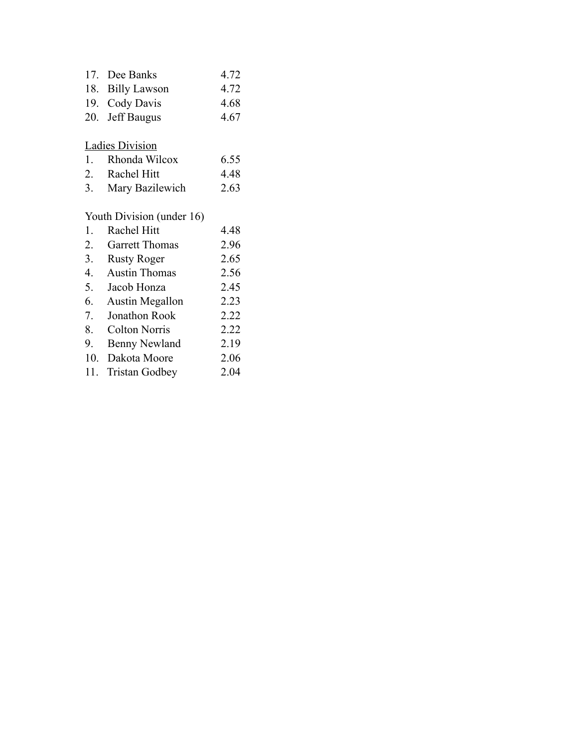| | | |
|---|---|---|
| 17. | Dee Banks | 4.72 |
| 18. | Billy Lawson | 4.72 |
| 19. | Cody Davis | 4.68 |
| 20. | Jeff Baugus | 4.67 |

<u>Ladies Division</u>

| | | |
|---|---|---|
| 1. | Rhonda Wilcox | 6.55 |
| 2. | Rachel Hitt | 4.48 |
| 3. | Mary Bazilewich | 2.63 |

Youth Division (under 16)

| | | |
|---|---|---|
| 1. | Rachel Hitt | 4.48 |
| 2. | Garrett Thomas | 2.96 |
| 3. | Rusty Roger | 2.65 |
| 4. | Austin Thomas | 2.56 |
| 5. | Jacob Honza | 2.45 |
| 6. | Austin Megallon | 2.23 |
| 7. | Jonathon Rook | 2.22 |
| 8. | Colton Norris | 2.22 |
| 9. | Benny Newland | 2.19 |
| 10. | Dakota Moore | 2.06 |
| 11. | Tristan Godbey | 2.04 |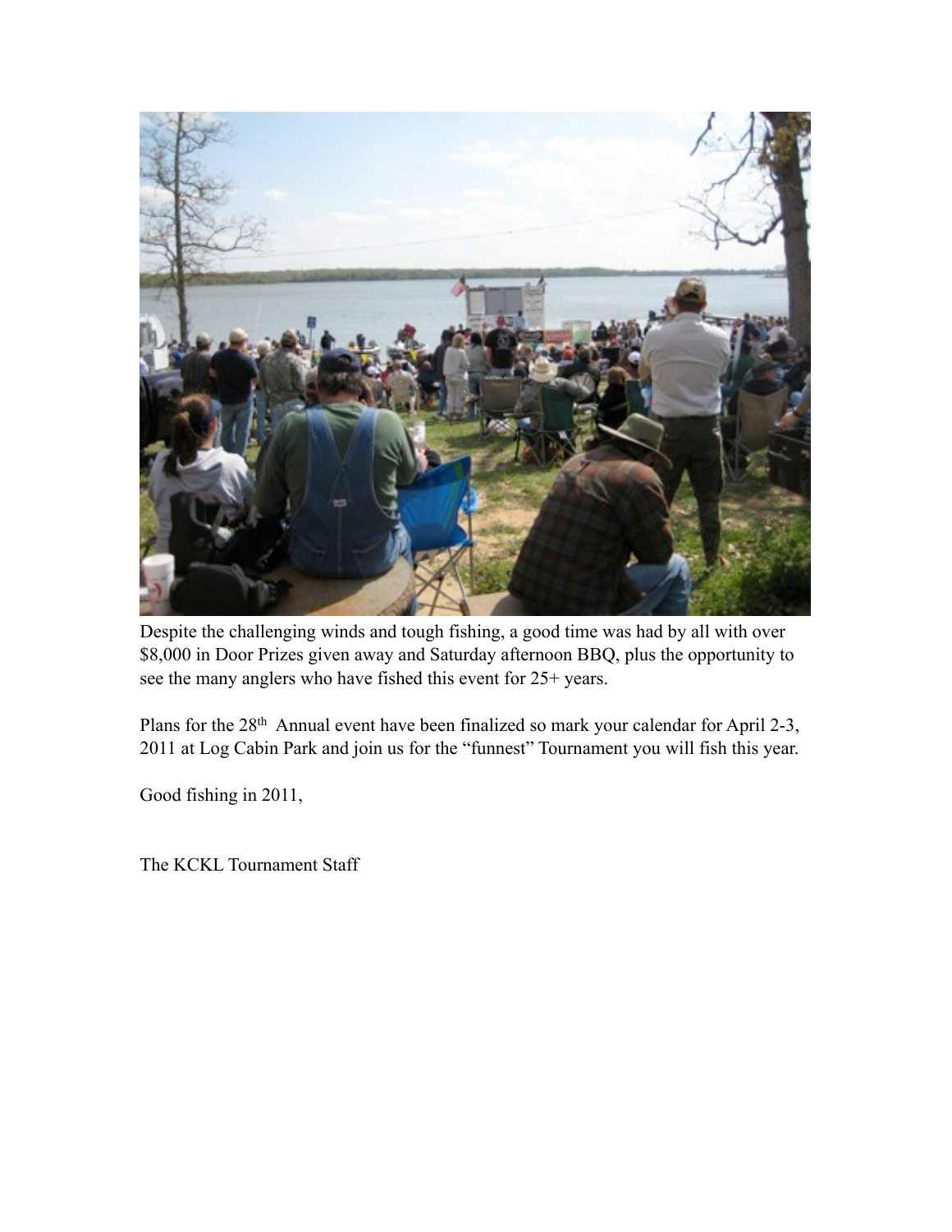Despite the challenging winds and tough fishing, a good time was had by all with over $8,000 in Door Prizes given away and Saturday afternoon BBQ, plus the opportunity to see the many anglers who have fished this event for 25+ years.

Plans for the 28th Annual event have been finalized so mark your calendar for April 2-3, 2011 at Log Cabin Park and join us for the "funnest" Tournament you will fish this year.

Good fishing in 2011,

The KCKL Tournament Staff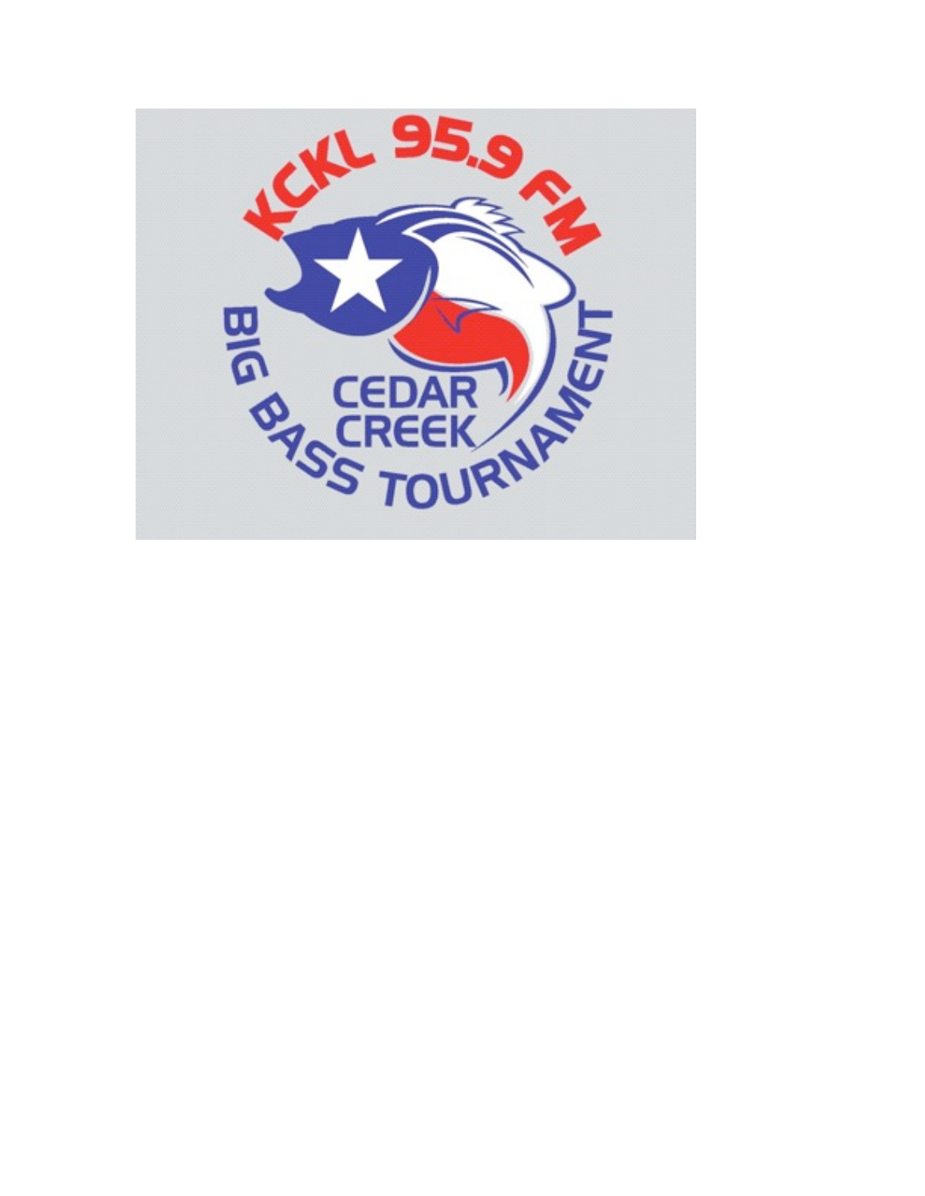KCKL 95.9 FM

CEDAR CREEK

BIG BASS TOURNAMENT